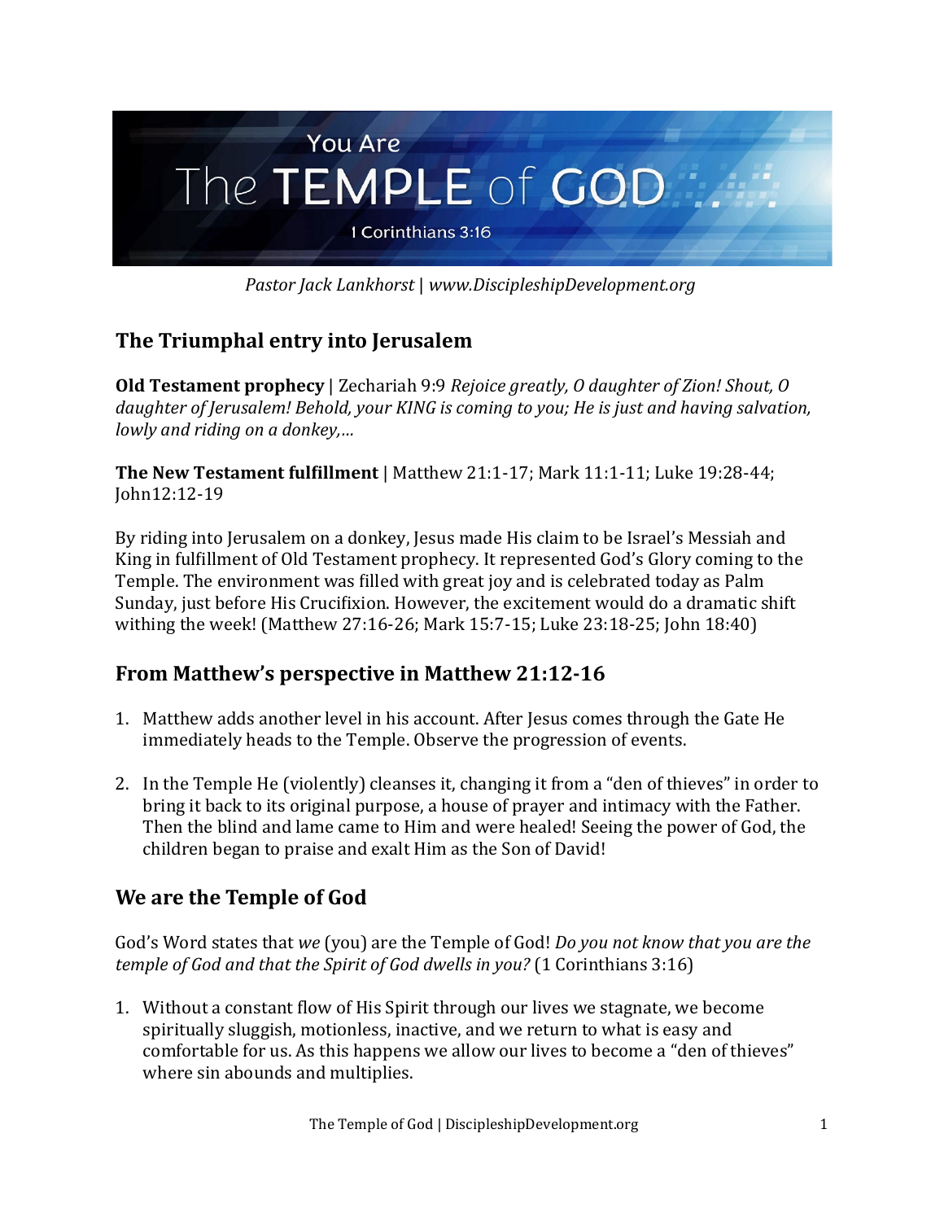# You Are The TEMPLE of GOD

1 Corinthians 3:16

*Pastor Jack Lankhorst | www.DiscipleshipDevelopment.org*

## The Triumphal entry into Jerusalem

**Old Testament prophecy** | Zechariah 9:9 *Rejoice greatly, O daughter of Zion! Shout, O daughter of Jerusalem! Behold, your KING is coming to you; He is just and having salvation, lowly and riding on a donkey,…*

**The New Testament fulfillment** | Matthew 21:1-17; Mark 11:1-11; Luke 19:28-44; John12:12-19

By riding into Jerusalem on a donkey, Jesus made His claim to be Israel's Messiah and King in fulfillment of Old Testament prophecy. It represented God's Glory coming to the Temple. The environment was filled with great joy and is celebrated today as Palm Sunday, just before His Crucifixion. However, the excitement would do a dramatic shift withing the week! (Matthew 27:16-26; Mark 15:7-15; Luke 23:18-25; John 18:40)

## From Matthew's perspective in Matthew 21:12-16

1. Matthew adds another level in his account. After Jesus comes through the Gate He immediately heads to the Temple. Observe the progression of events.

2. In the Temple He (violently) cleanses it, changing it from a "den of thieves" in order to bring it back to its original purpose, a house of prayer and intimacy with the Father. Then the blind and lame came to Him and were healed! Seeing the power of God, the children began to praise and exalt Him as the Son of David!

## We are the Temple of God

God's Word states that *we* (you) are the Temple of God! *Do you not know that you are the temple of God and that the Spirit of God dwells in you?* (1 Corinthians 3:16)

1. Without a constant flow of His Spirit through our lives we stagnate, we become spiritually sluggish, motionless, inactive, and we return to what is easy and comfortable for us. As this happens we allow our lives to become a "den of thieves" where sin abounds and multiplies.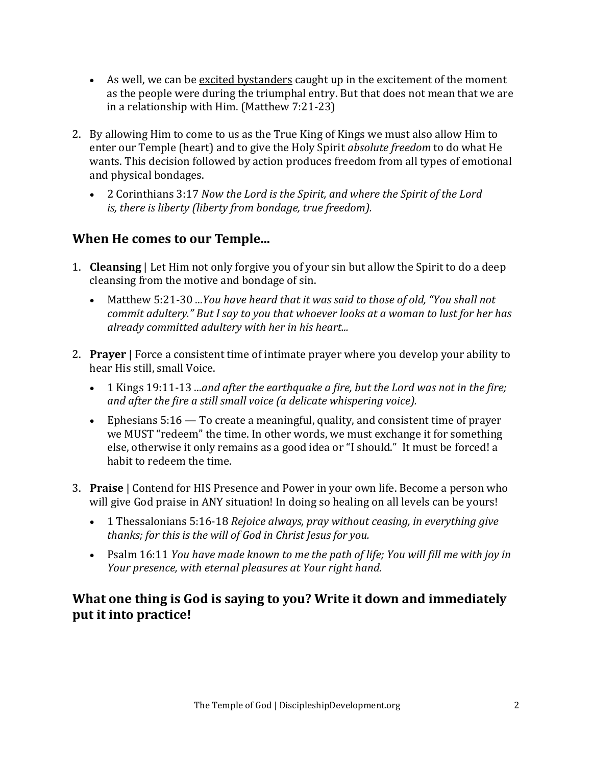- As well, we can be <u>excited bystanders</u> caught up in the excitement of the moment as the people were during the triumphal entry. But that does not mean that we are in a relationship with Him. (Matthew 7:21-23)

2. By allowing Him to come to us as the True King of Kings we must also allow Him to enter our Temple (heart) and to give the Holy Spirit *absolute freedom* to do what He wants. This decision followed by action produces freedom from all types of emotional and physical bondages.

   - 2 Corinthians 3:17 *Now the Lord is the Spirit, and where the Spirit of the Lord is, there is liberty (liberty from bondage, true freedom).*

## When He comes to our Temple...

1. **Cleansing** | Let Him not only forgive you of your sin but allow the Spirit to do a deep cleansing from the motive and bondage of sin.

   - Matthew 5:21-30 ...*You have heard that it was said to those of old, "You shall not commit adultery." But I say to you that whoever looks at a woman to lust for her has already committed adultery with her in his heart...*

2. **Prayer** | Force a consistent time of intimate prayer where you develop your ability to hear His still, small Voice.

   - 1 Kings 19:11-13 ...*and after the earthquake a fire, but the Lord was not in the fire; and after the fire a still small voice (a delicate whispering voice).*
   - Ephesians 5:16 — To create a meaningful, quality, and consistent time of prayer we MUST "redeem" the time. In other words, we must exchange it for something else, otherwise it only remains as a good idea or "I should." It must be forced! a habit to redeem the time.

3. **Praise** | Contend for HIS Presence and Power in your own life. Become a person who will give God praise in ANY situation! In doing so healing on all levels can be yours!

   - 1 Thessalonians 5:16-18 *Rejoice always, pray without ceasing, in everything give thanks; for this is the will of God in Christ Jesus for you.*
   - Psalm 16:11 *You have made known to me the path of life; You will fill me with joy in Your presence, with eternal pleasures at Your right hand.*

## What one thing is God is saying to you? Write it down and immediately put it into practice!